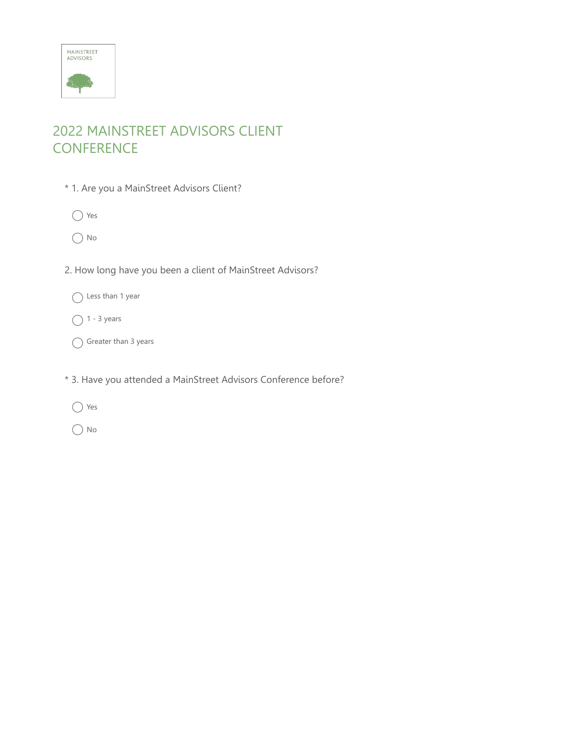MAINSTREET
ADVISORS

# 2022 MAINSTREET ADVISORS CLIENT CONFERENCE

\* 1. Are you a MainStreet Advisors Client?

◯ Yes

◯ No

2. How long have you been a client of MainStreet Advisors?

◯ Less than 1 year

◯ 1 - 3 years

◯ Greater than 3 years

\* 3. Have you attended a MainStreet Advisors Conference before?

◯ Yes

◯ No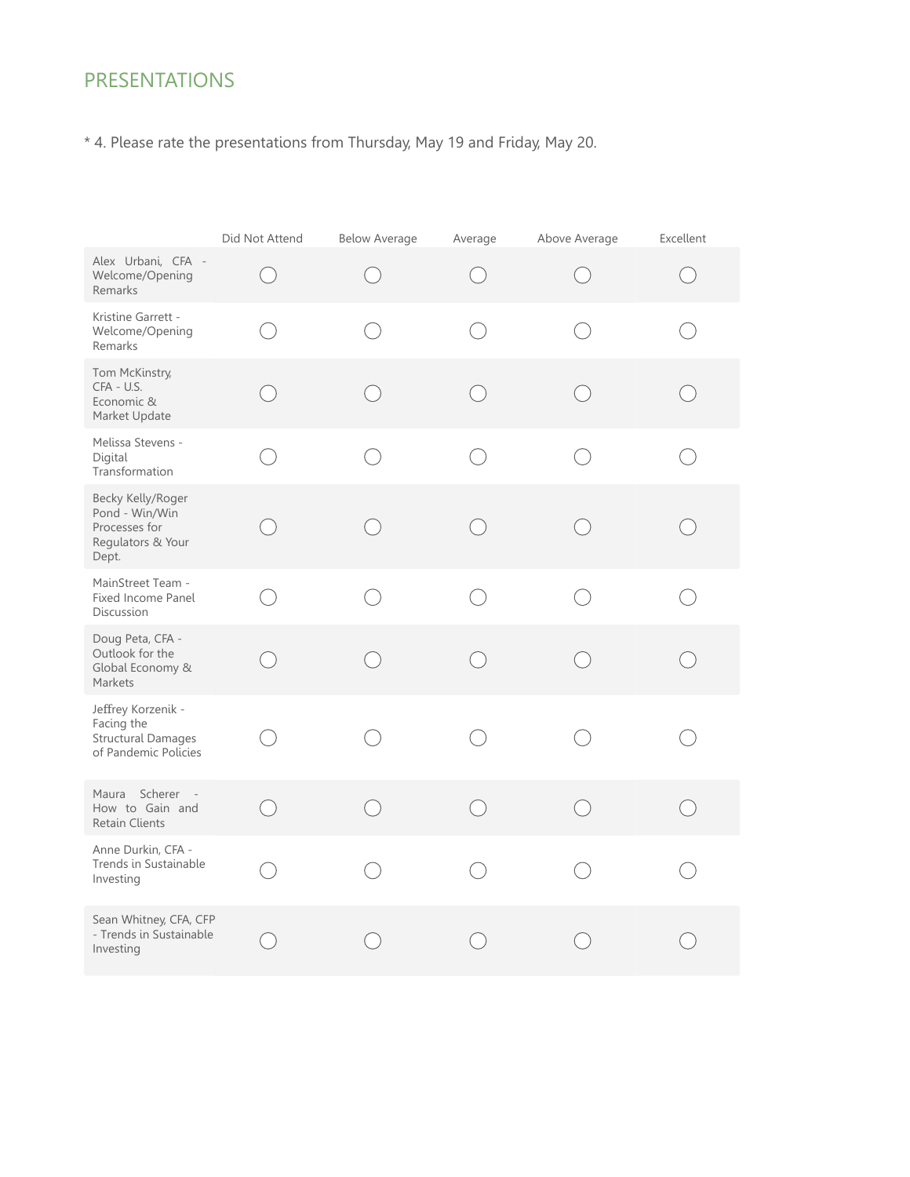## PRESENTATIONS

* 4. Please rate the presentations from Thursday, May 19 and Friday, May 20.

| | Did Not Attend | Below Average | Average | Above Average | Excellent |
|---|---|---|---|---|---|
| Alex Urbani, CFA - Welcome/Opening Remarks | ◯ | ◯ | ◯ | ◯ | ◯ |
| Kristine Garrett - Welcome/Opening Remarks | ◯ | ◯ | ◯ | ◯ | ◯ |
| Tom McKinstry, CFA - U.S. Economic & Market Update | ◯ | ◯ | ◯ | ◯ | ◯ |
| Melissa Stevens - Digital Transformation | ◯ | ◯ | ◯ | ◯ | ◯ |
| Becky Kelly/Roger Pond - Win/Win Processes for Regulators & Your Dept. | ◯ | ◯ | ◯ | ◯ | ◯ |
| MainStreet Team - Fixed Income Panel Discussion | ◯ | ◯ | ◯ | ◯ | ◯ |
| Doug Peta, CFA - Outlook for the Global Economy & Markets | ◯ | ◯ | ◯ | ◯ | ◯ |
| Jeffrey Korzenik - Facing the Structural Damages of Pandemic Policies | ◯ | ◯ | ◯ | ◯ | ◯ |
| Maura Scherer - How to Gain and Retain Clients | ◯ | ◯ | ◯ | ◯ | ◯ |
| Anne Durkin, CFA - Trends in Sustainable Investing | ◯ | ◯ | ◯ | ◯ | ◯ |
| Sean Whitney, CFA, CFP - Trends in Sustainable Investing | ◯ | ◯ | ◯ | ◯ | ◯ |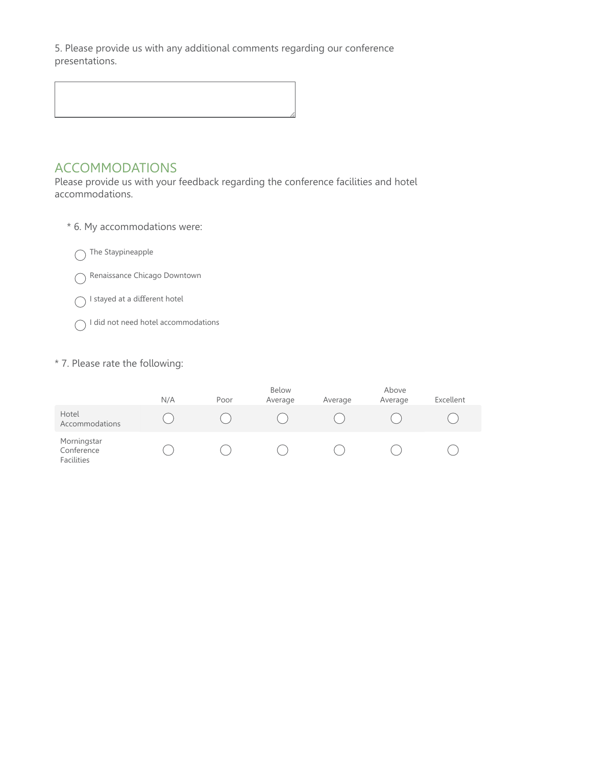5. Please provide us with any additional comments regarding our conference presentations.

## ACCOMMODATIONS

Please provide us with your feedback regarding the conference facilities and hotel accommodations.

* 6. My accommodations were:

- ◯ The Staypineapple
- ◯ Renaissance Chicago Downtown
- ◯ I stayed at a different hotel
- ◯ I did not need hotel accommodations

* 7. Please rate the following:

| | N/A | Poor | Below Average | Average | Above Average | Excellent |
|---|---|---|---|---|---|---|
| Hotel Accommodations | ◯ | ◯ | ◯ | ◯ | ◯ | ◯ |
| Morningstar Conference Facilities | ◯ | ◯ | ◯ | ◯ | ◯ | ◯ |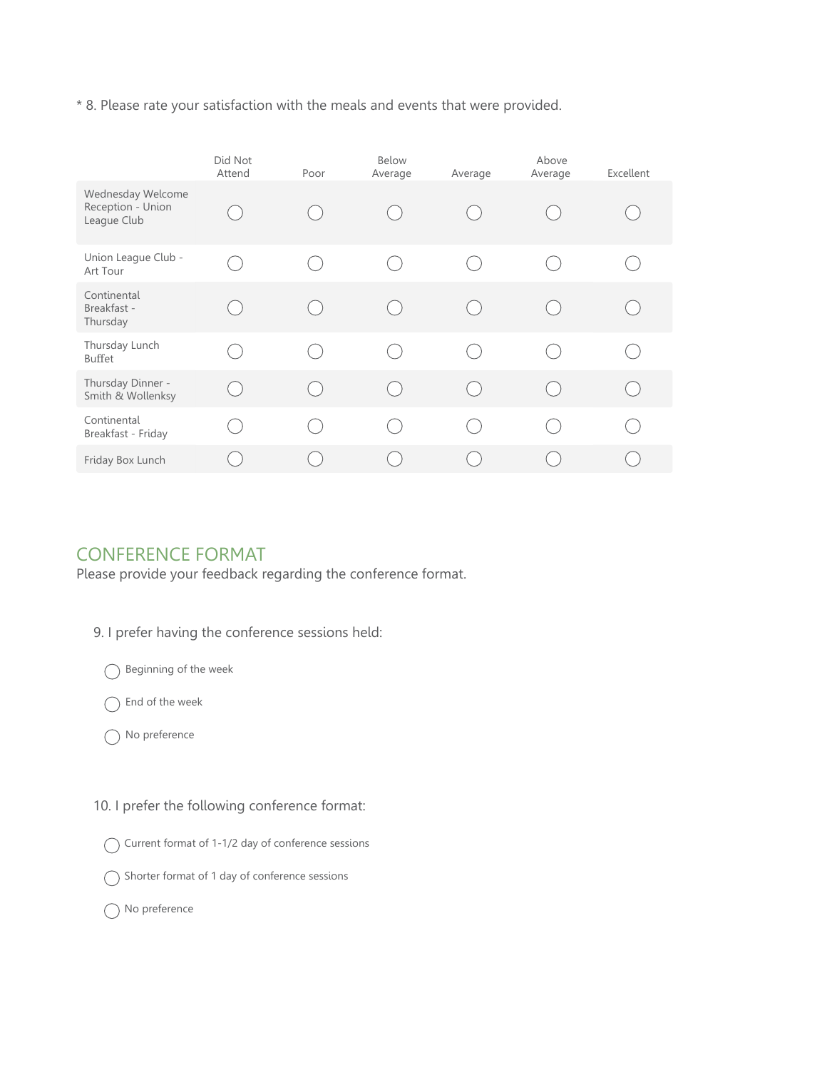* 8. Please rate your satisfaction with the meals and events that were provided.

| | Did Not Attend | Poor | Below Average | Average | Above Average | Excellent |
|---|---|---|---|---|---|---|
| Wednesday Welcome Reception - Union League Club | ◯ | ◯ | ◯ | ◯ | ◯ | ◯ |
| Union League Club - Art Tour | ◯ | ◯ | ◯ | ◯ | ◯ | ◯ |
| Continental Breakfast - Thursday | ◯ | ◯ | ◯ | ◯ | ◯ | ◯ |
| Thursday Lunch Buffet | ◯ | ◯ | ◯ | ◯ | ◯ | ◯ |
| Thursday Dinner - Smith & Wollenksy | ◯ | ◯ | ◯ | ◯ | ◯ | ◯ |
| Continental Breakfast - Friday | ◯ | ◯ | ◯ | ◯ | ◯ | ◯ |
| Friday Box Lunch | ◯ | ◯ | ◯ | ◯ | ◯ | ◯ |

## CONFERENCE FORMAT

Please provide your feedback regarding the conference format.

9. I prefer having the conference sessions held:

- ◯ Beginning of the week
- ◯ End of the week
- ◯ No preference

10. I prefer the following conference format:

- ◯ Current format of 1-1/2 day of conference sessions
- ◯ Shorter format of 1 day of conference sessions
- ◯ No preference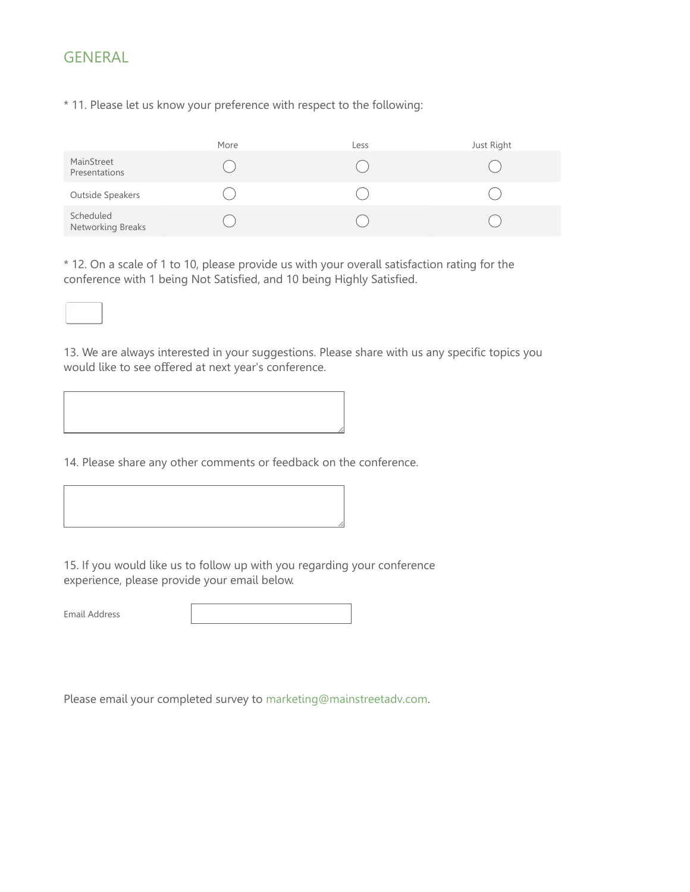## GENERAL

* 11. Please let us know your preference with respect to the following:

| | More | Less | Just Right |
|---|---|---|---|
| MainStreet Presentations | ◯ | ◯ | ◯ |
| Outside Speakers | ◯ | ◯ | ◯ |
| Scheduled Networking Breaks | ◯ | ◯ | ◯ |

* 12. On a scale of 1 to 10, please provide us with your overall satisfaction rating for the conference with 1 being Not Satisfied, and 10 being Highly Satisfied.

13. We are always interested in your suggestions. Please share with us any specific topics you would like to see offered at next year's conference.

14. Please share any other comments or feedback on the conference.

15. If you would like us to follow up with you regarding your conference experience, please provide your email below.

Email Address

Please email your completed survey to marketing@mainstreetadv.com.